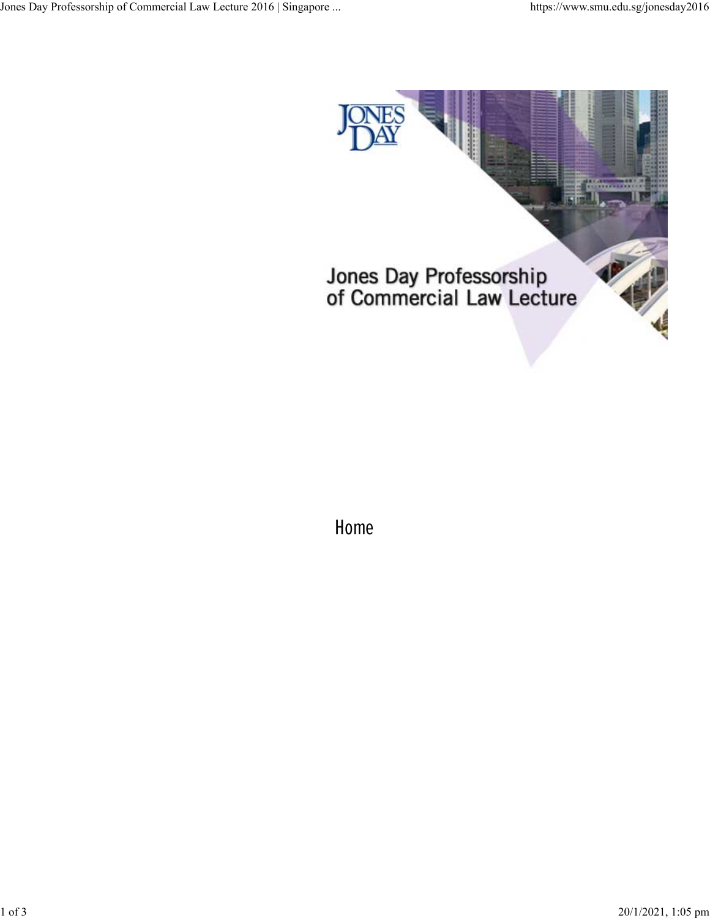Jones Day Professorship of Commercial Law Lecture

Home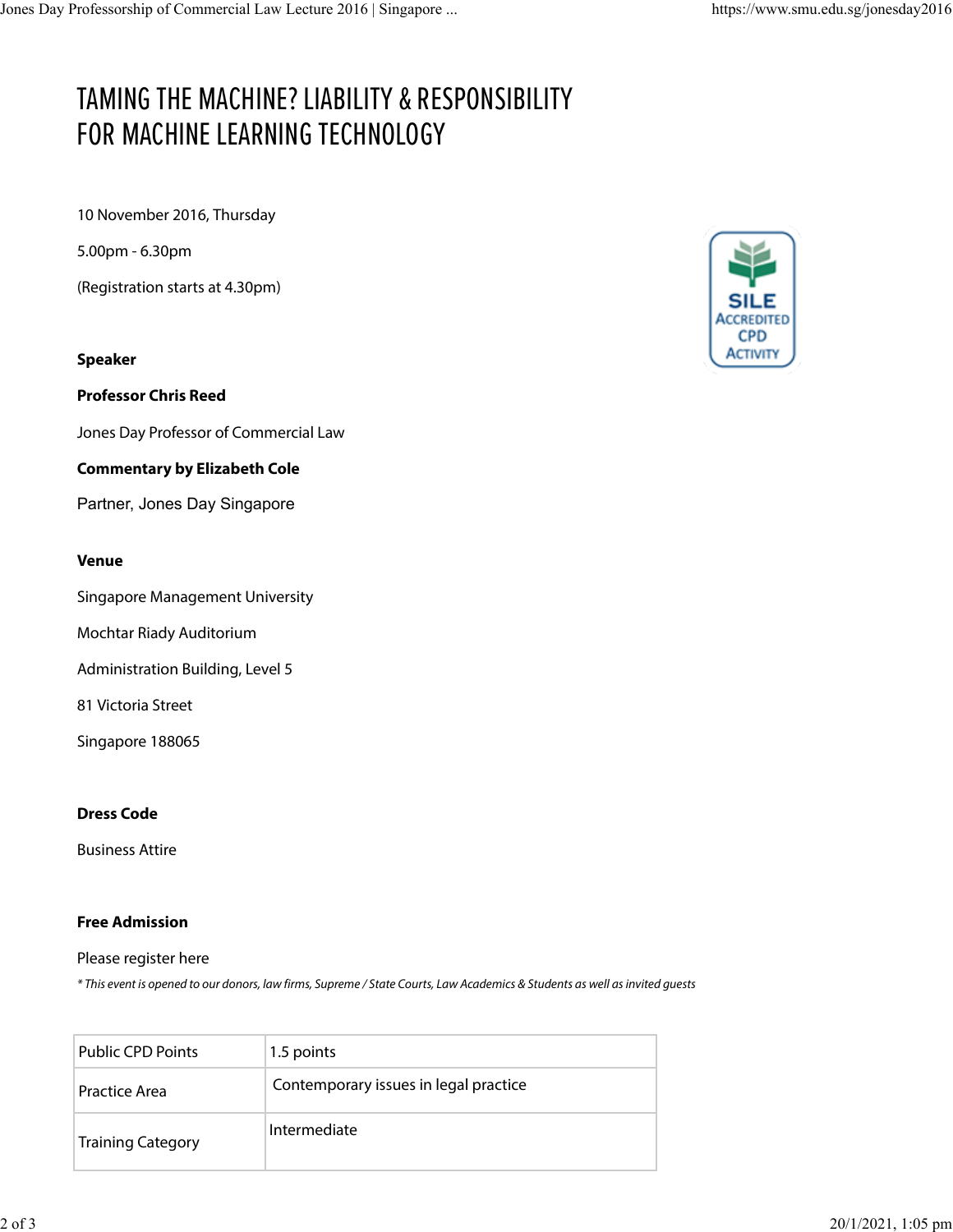# TAMING THE MACHINE? LIABILITY & RESPONSIBILITY FOR MACHINE LEARNING TECHNOLOGY

10 November 2016, Thursday

5.00pm - 6.30pm

(Registration starts at 4.30pm)

SILE ACCREDITED CPD ACTIVITY

**Speaker**

**Professor Chris Reed**

Jones Day Professor of Commercial Law

**Commentary by Elizabeth Cole**

Partner, Jones Day Singapore

**Venue**

Singapore Management University

Mochtar Riady Auditorium

Administration Building, Level 5

81 Victoria Street

Singapore 188065

**Dress Code**

Business Attire

**Free Admission**

Please register here

*\* This event is opened to our donors, law firms, Supreme / State Courts, Law Academics & Students as well as invited guests*

| Public CPD Points | 1.5 points |
|---|---|
| Practice Area | Contemporary issues in legal practice |
| Training Category | Intermediate |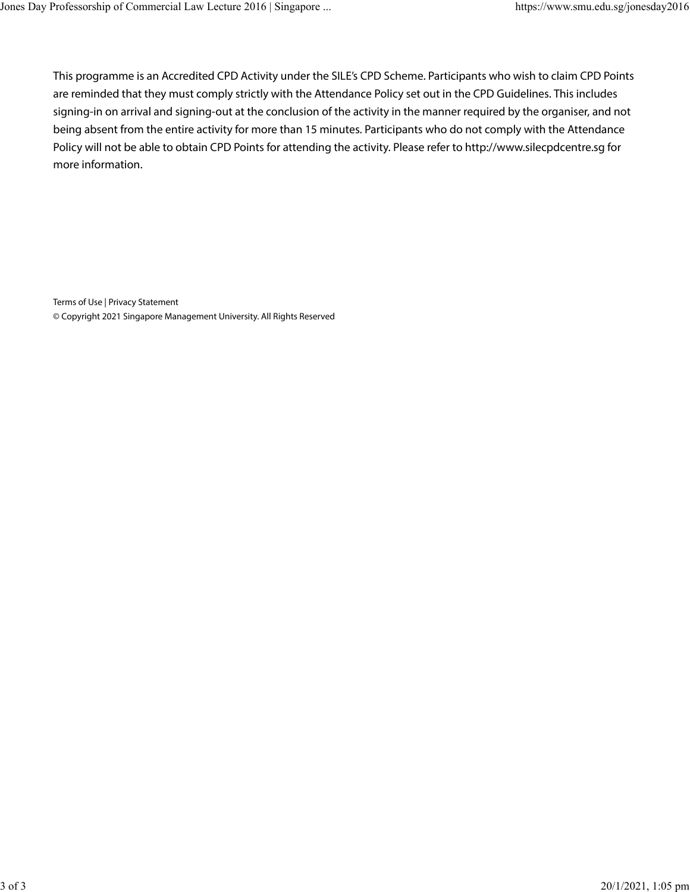This programme is an Accredited CPD Activity under the SILE's CPD Scheme. Participants who wish to claim CPD Points are reminded that they must comply strictly with the Attendance Policy set out in the CPD Guidelines. This includes signing-in on arrival and signing-out at the conclusion of the activity in the manner required by the organiser, and not being absent from the entire activity for more than 15 minutes. Participants who do not comply with the Attendance Policy will not be able to obtain CPD Points for attending the activity. Please refer to http://www.silecpdcentre.sg for more information.

Terms of Use | Privacy Statement

© Copyright 2021 Singapore Management University. All Rights Reserved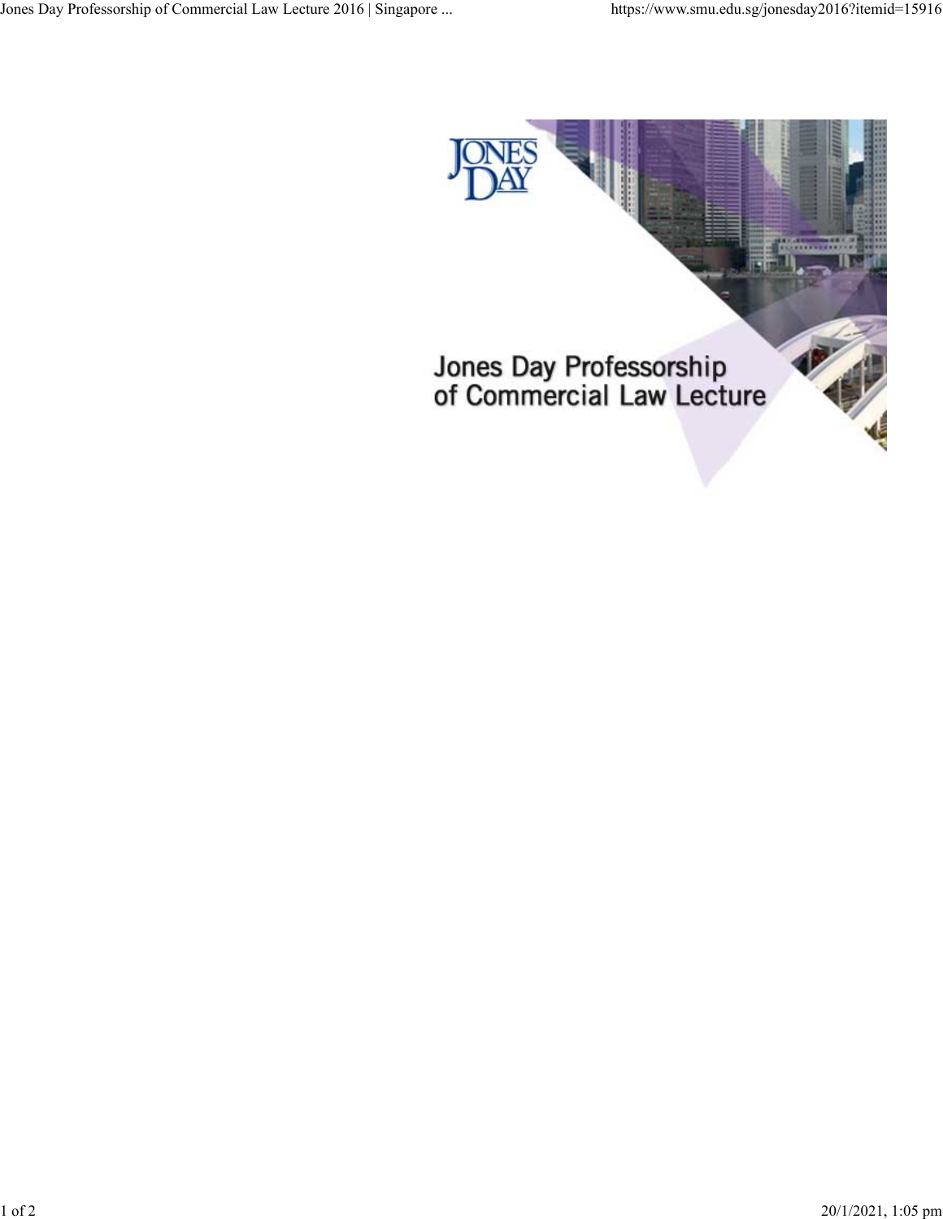Jones Day Professorship of Commercial Law Lecture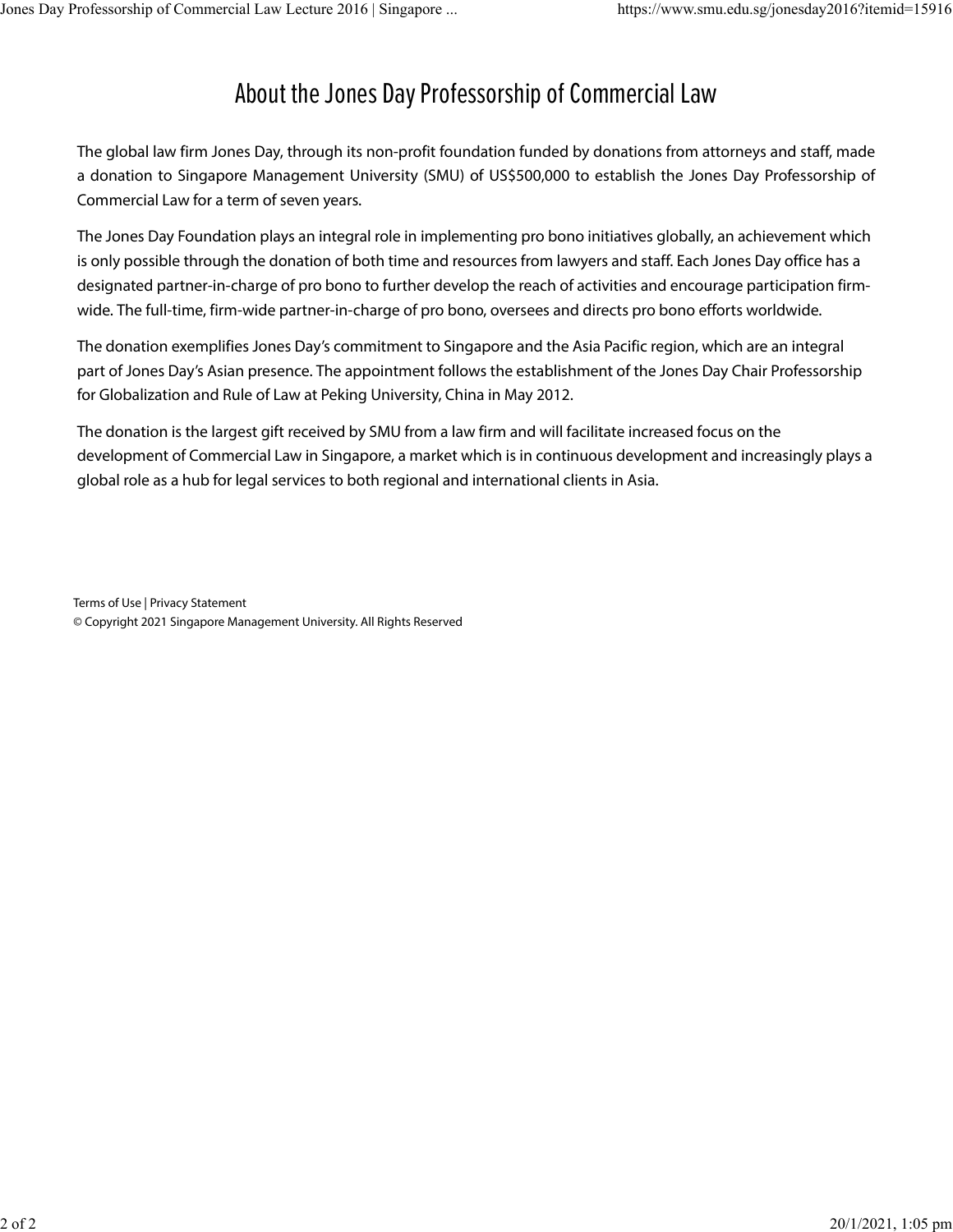# About the Jones Day Professorship of Commercial Law

The global law firm Jones Day, through its non-profit foundation funded by donations from attorneys and staff, made a donation to Singapore Management University (SMU) of US$500,000 to establish the Jones Day Professorship of Commercial Law for a term of seven years.

The Jones Day Foundation plays an integral role in implementing pro bono initiatives globally, an achievement which is only possible through the donation of both time and resources from lawyers and staff. Each Jones Day office has a designated partner-in-charge of pro bono to further develop the reach of activities and encourage participation firm-wide. The full-time, firm-wide partner-in-charge of pro bono, oversees and directs pro bono efforts worldwide.

The donation exemplifies Jones Day's commitment to Singapore and the Asia Pacific region, which are an integral part of Jones Day's Asian presence. The appointment follows the establishment of the Jones Day Chair Professorship for Globalization and Rule of Law at Peking University, China in May 2012.

The donation is the largest gift received by SMU from a law firm and will facilitate increased focus on the development of Commercial Law in Singapore, a market which is in continuous development and increasingly plays a global role as a hub for legal services to both regional and international clients in Asia.

Terms of Use | Privacy Statement

© Copyright 2021 Singapore Management University. All Rights Reserved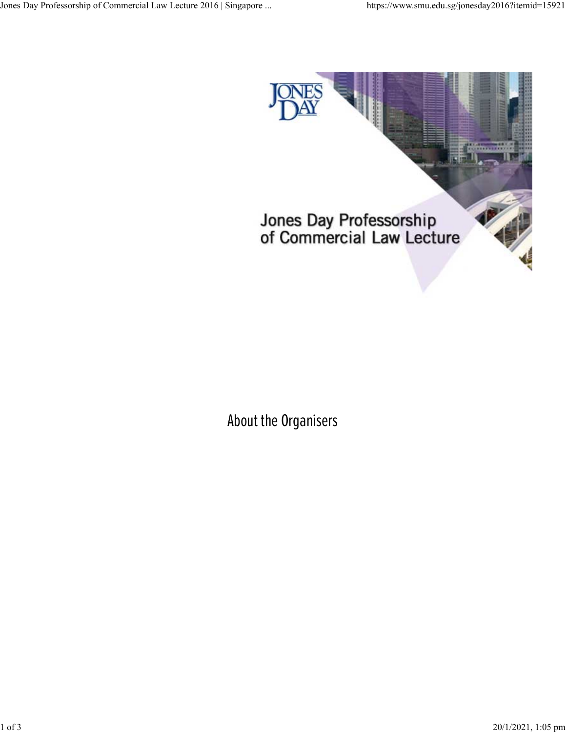Jones Day Professorship of Commercial Law Lecture

## About the Organisers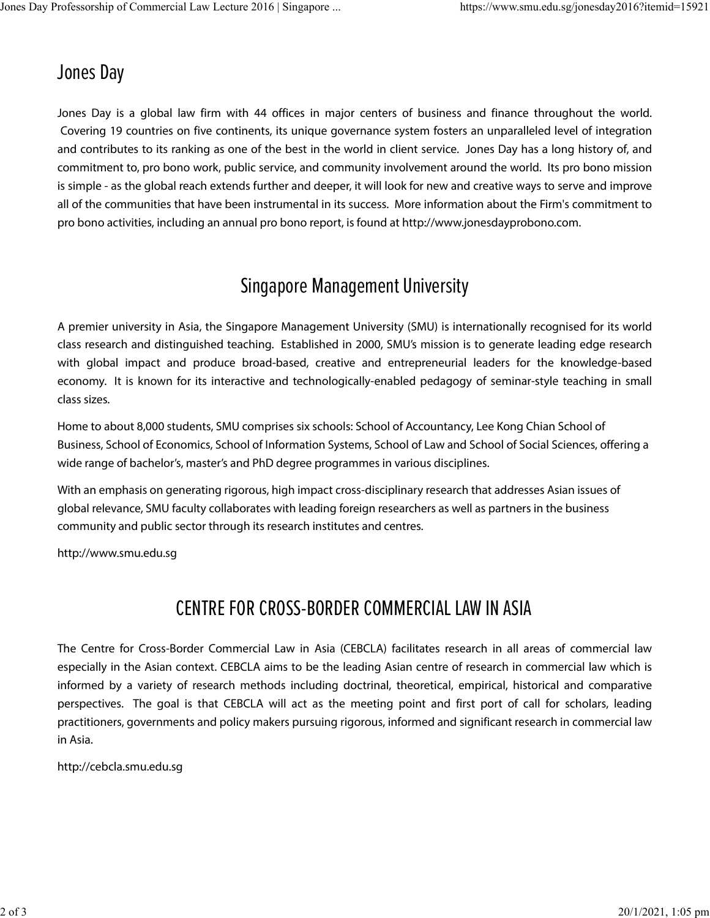## Jones Day

Jones Day is a global law firm with 44 offices in major centers of business and finance throughout the world. Covering 19 countries on five continents, its unique governance system fosters an unparalleled level of integration and contributes to its ranking as one of the best in the world in client service. Jones Day has a long history of, and commitment to, pro bono work, public service, and community involvement around the world. Its pro bono mission is simple - as the global reach extends further and deeper, it will look for new and creative ways to serve and improve all of the communities that have been instrumental in its success. More information about the Firm's commitment to pro bono activities, including an annual pro bono report, is found at http://www.jonesdayprobono.com.

## Singapore Management University

A premier university in Asia, the Singapore Management University (SMU) is internationally recognised for its world class research and distinguished teaching. Established in 2000, SMU's mission is to generate leading edge research with global impact and produce broad-based, creative and entrepreneurial leaders for the knowledge-based economy. It is known for its interactive and technologically-enabled pedagogy of seminar-style teaching in small class sizes.

Home to about 8,000 students, SMU comprises six schools: School of Accountancy, Lee Kong Chian School of Business, School of Economics, School of Information Systems, School of Law and School of Social Sciences, offering a wide range of bachelor's, master's and PhD degree programmes in various disciplines.

With an emphasis on generating rigorous, high impact cross-disciplinary research that addresses Asian issues of global relevance, SMU faculty collaborates with leading foreign researchers as well as partners in the business community and public sector through its research institutes and centres.

http://www.smu.edu.sg

## CENTRE FOR CROSS-BORDER COMMERCIAL LAW IN ASIA

The Centre for Cross-Border Commercial Law in Asia (CEBCLA) facilitates research in all areas of commercial law especially in the Asian context. CEBCLA aims to be the leading Asian centre of research in commercial law which is informed by a variety of research methods including doctrinal, theoretical, empirical, historical and comparative perspectives. The goal is that CEBCLA will act as the meeting point and first port of call for scholars, leading practitioners, governments and policy makers pursuing rigorous, informed and significant research in commercial law in Asia.

http://cebcla.smu.edu.sg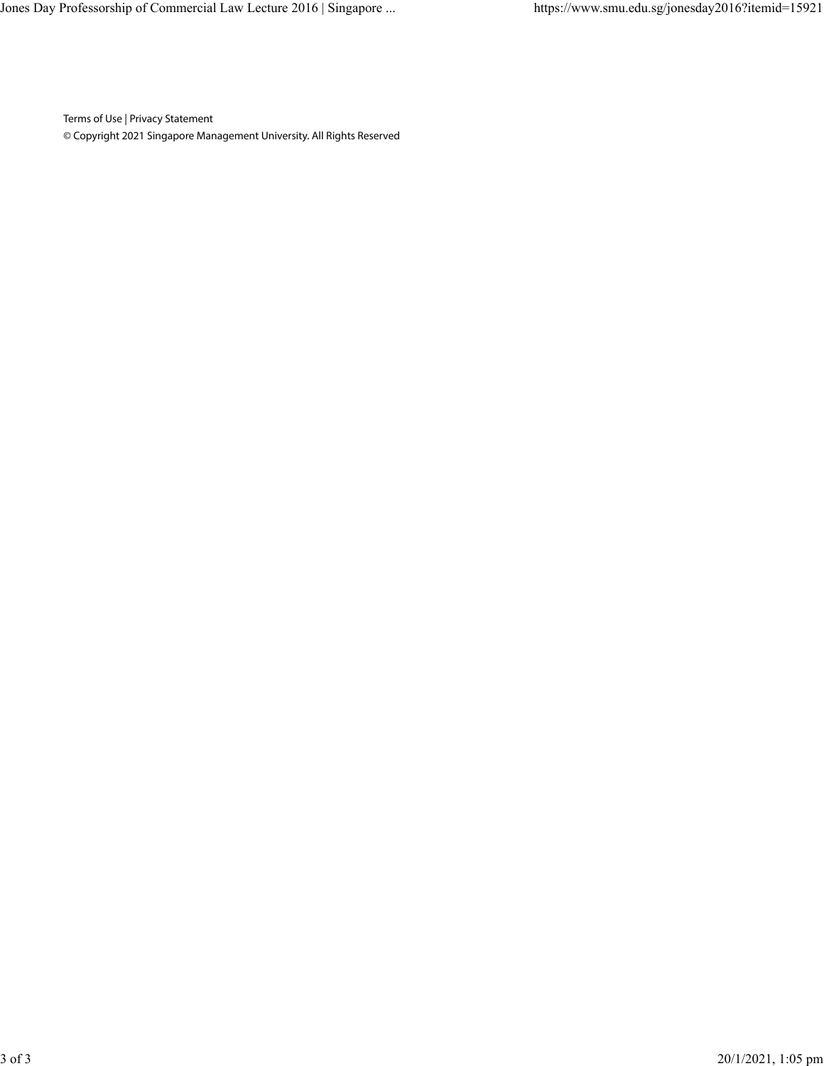Terms of Use | Privacy Statement

© Copyright 2021 Singapore Management University. All Rights Reserved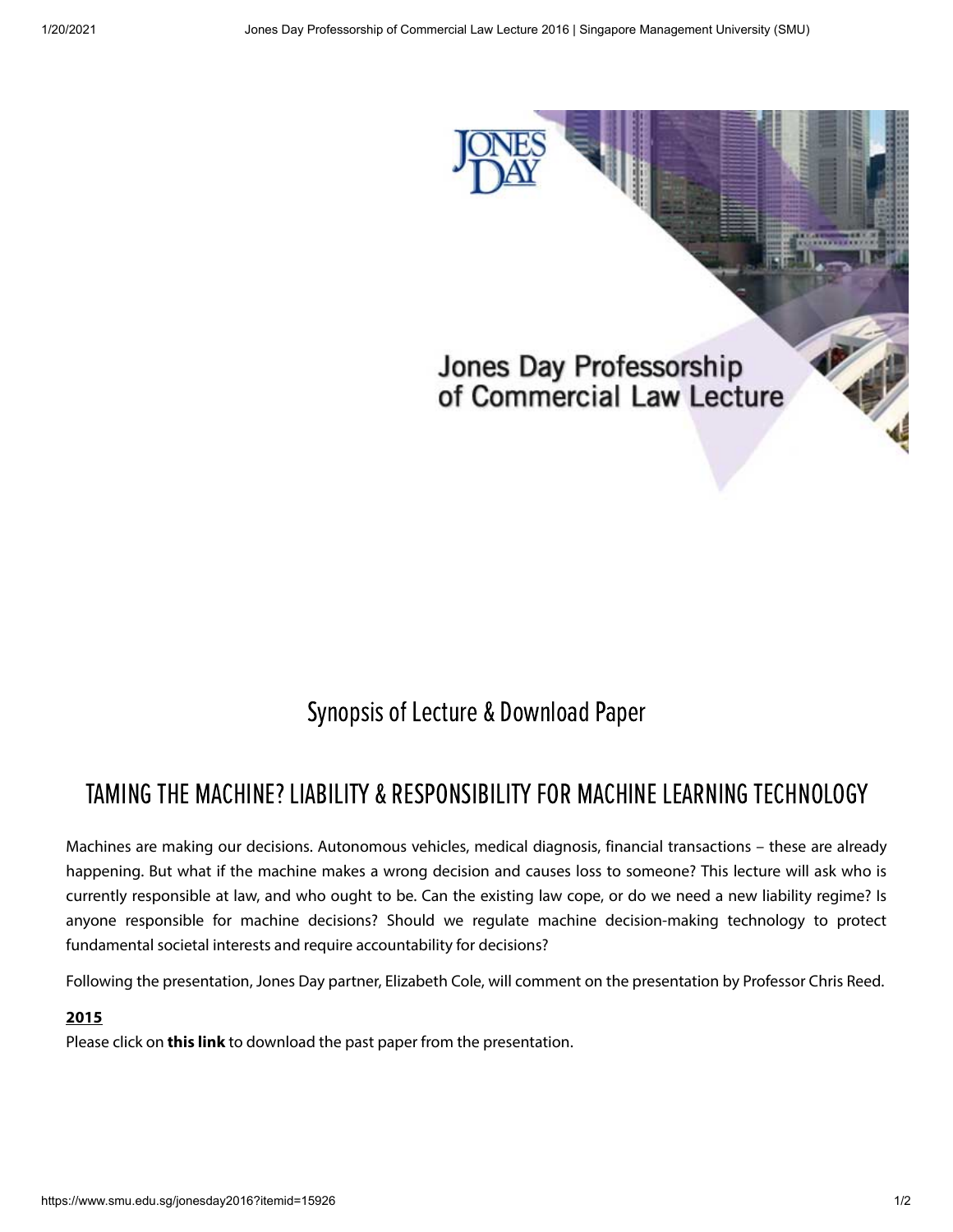## Synopsis of Lecture & Download Paper

## TAMING THE MACHINE? LIABILITY & RESPONSIBILITY FOR MACHINE LEARNING TECHNOLOGY

Machines are making our decisions. Autonomous vehicles, medical diagnosis, financial transactions – these are already happening. But what if the machine makes a wrong decision and causes loss to someone? This lecture will ask who is currently responsible at law, and who ought to be. Can the existing law cope, or do we need a new liability regime? Is anyone responsible for machine decisions? Should we regulate machine decision-making technology to protect fundamental societal interests and require accountability for decisions?

Following the presentation, Jones Day partner, Elizabeth Cole, will comment on the presentation by Professor Chris Reed.

**2015**

Please click on **this link** to download the past paper from the presentation.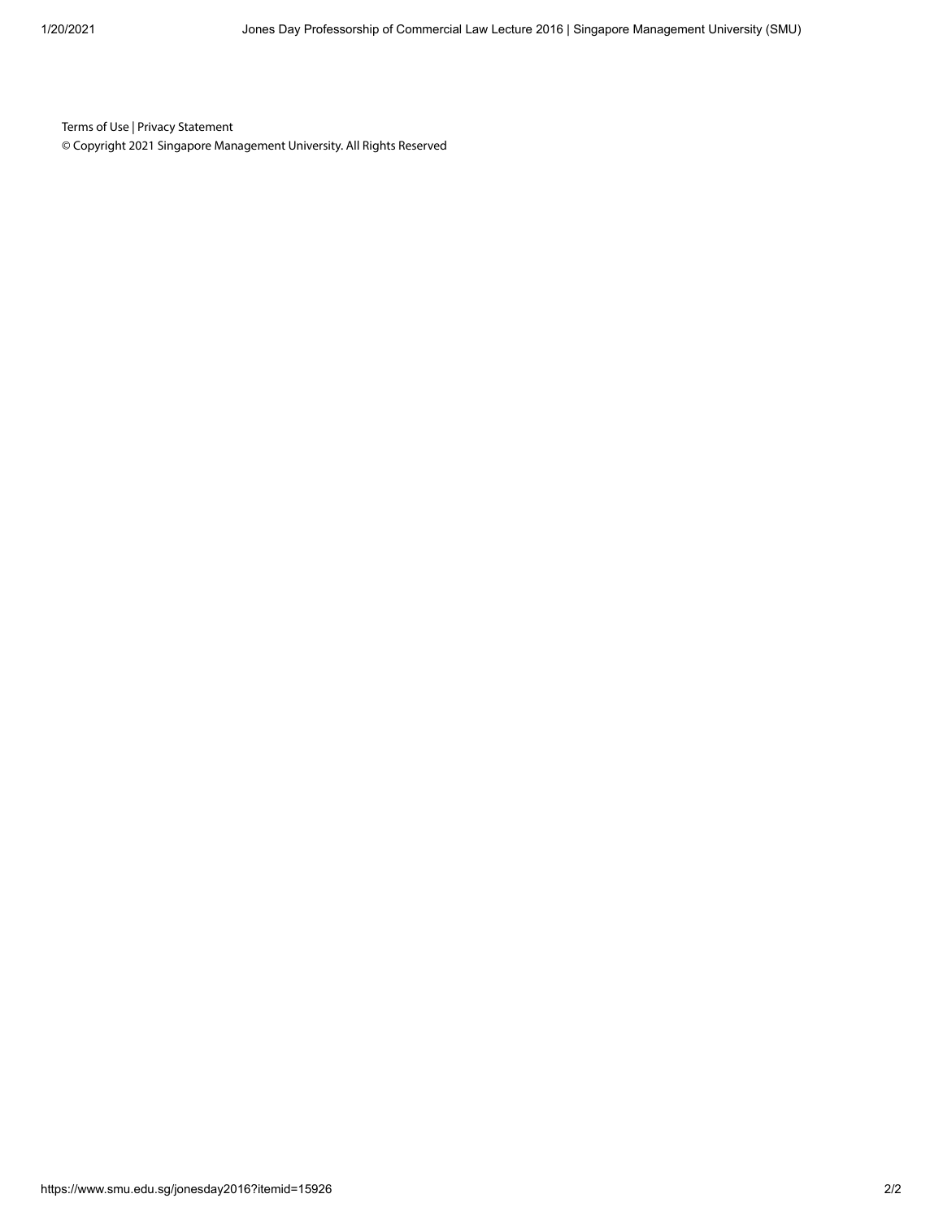Terms of Use | Privacy Statement

© Copyright 2021 Singapore Management University. All Rights Reserved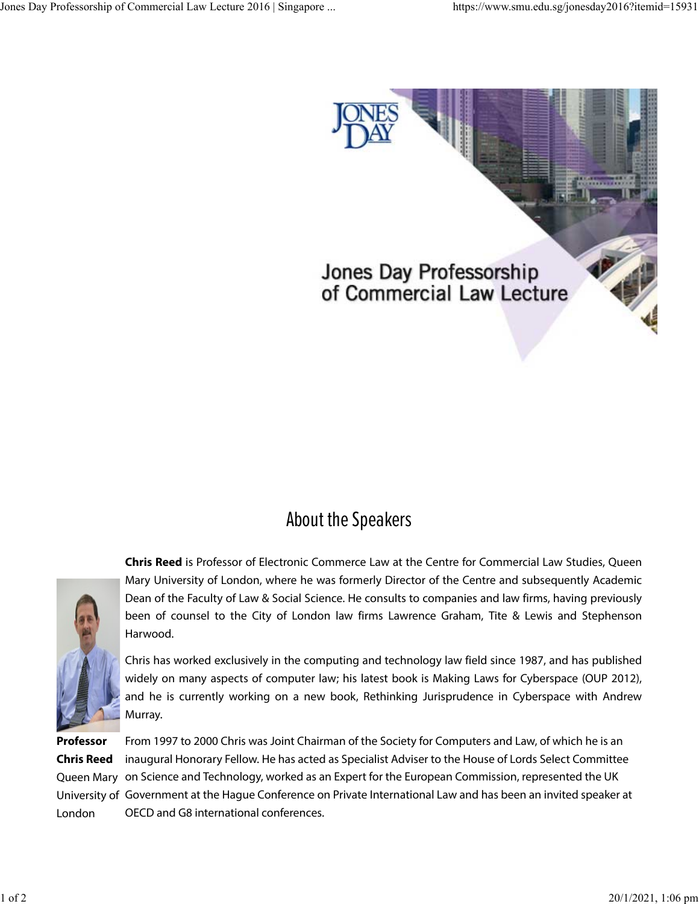Jones Day Professorship of Commercial Law Lecture

## About the Speakers

**Chris Reed** is Professor of Electronic Commerce Law at the Centre for Commercial Law Studies, Queen Mary University of London, where he was formerly Director of the Centre and subsequently Academic Dean of the Faculty of Law & Social Science. He consults to companies and law firms, having previously been of counsel to the City of London law firms Lawrence Graham, Tite & Lewis and Stephenson Harwood.

Chris has worked exclusively in the computing and technology law field since 1987, and has published widely on many aspects of computer law; his latest book is Making Laws for Cyberspace (OUP 2012), and he is currently working on a new book, Rethinking Jurisprudence in Cyberspace with Andrew Murray.

From 1997 to 2000 Chris was Joint Chairman of the Society for Computers and Law, of which he is an inaugural Honorary Fellow. He has acted as Specialist Adviser to the House of Lords Select Committee on Science and Technology, worked as an Expert for the European Commission, represented the UK Government at the Hague Conference on Private International Law and has been an invited speaker at OECD and G8 international conferences.

**Professor Chris Reed**
Queen Mary University of London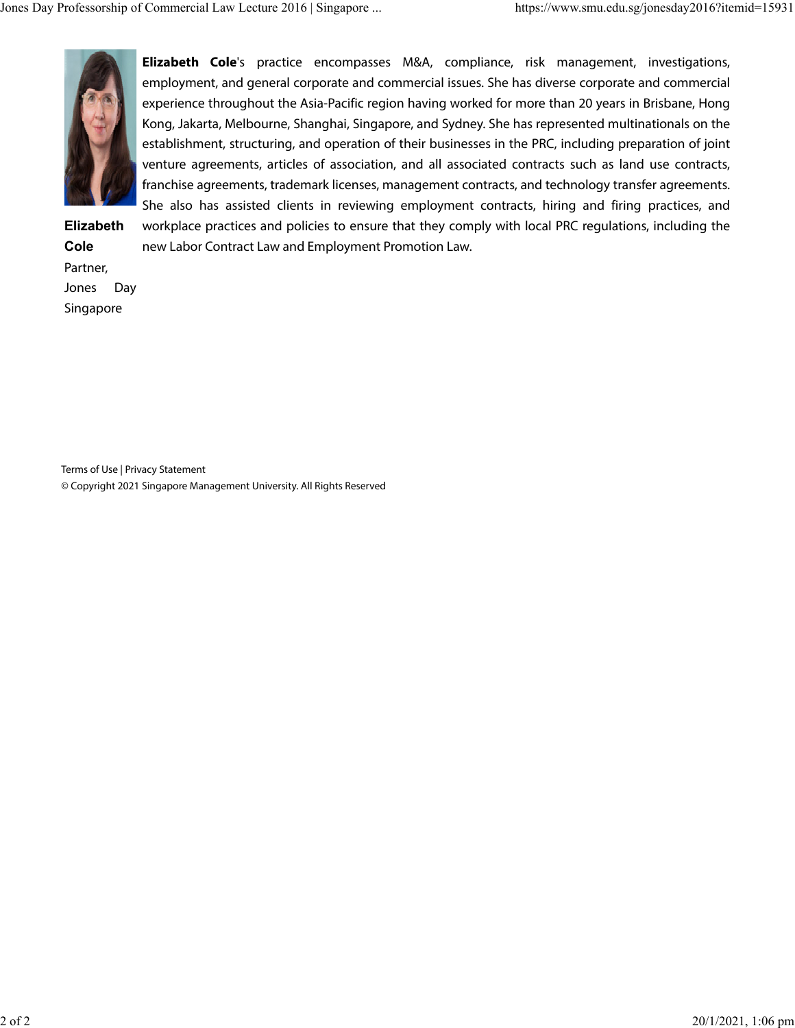**Elizabeth Cole**
Partner,
Jones Day
Singapore

**Elizabeth Cole**'s practice encompasses M&A, compliance, risk management, investigations, employment, and general corporate and commercial issues. She has diverse corporate and commercial experience throughout the Asia-Pacific region having worked for more than 20 years in Brisbane, Hong Kong, Jakarta, Melbourne, Shanghai, Singapore, and Sydney. She has represented multinationals on the establishment, structuring, and operation of their businesses in the PRC, including preparation of joint venture agreements, articles of association, and all associated contracts such as land use contracts, franchise agreements, trademark licenses, management contracts, and technology transfer agreements. She also has assisted clients in reviewing employment contracts, hiring and firing practices, and workplace practices and policies to ensure that they comply with local PRC regulations, including the new Labor Contract Law and Employment Promotion Law.

Terms of Use | Privacy Statement
© Copyright 2021 Singapore Management University. All Rights Reserved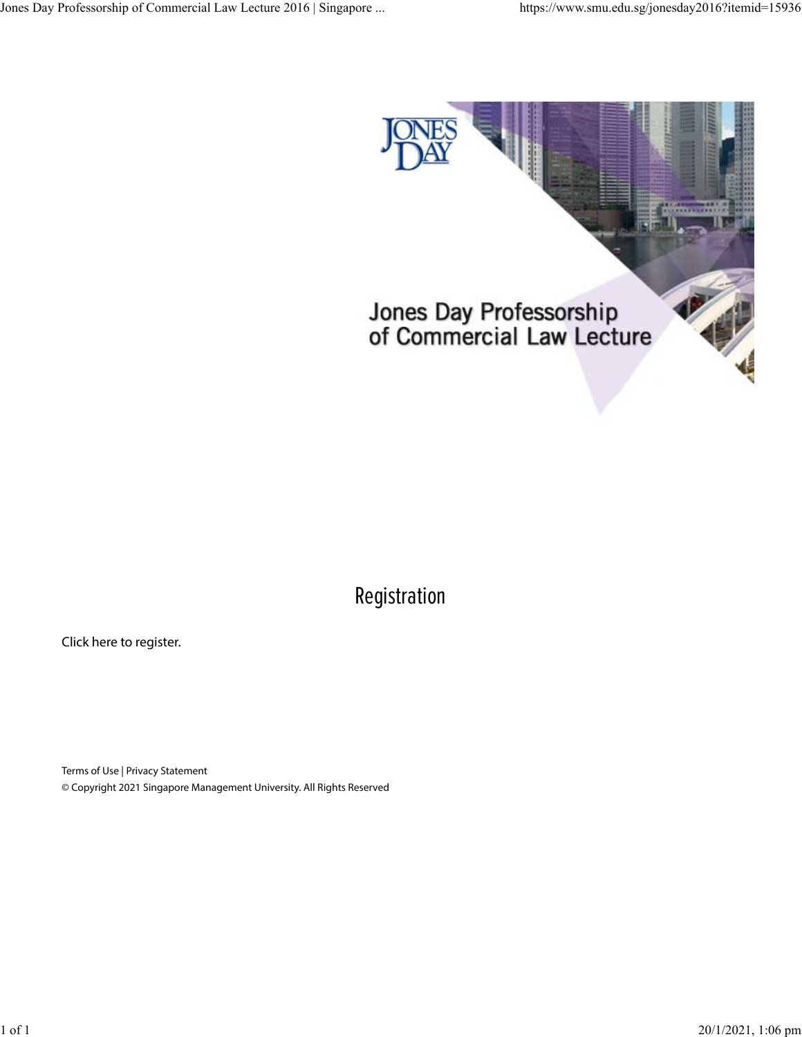## Registration

Click here to register.

Terms of Use | Privacy Statement

© Copyright 2021 Singapore Management University. All Rights Reserved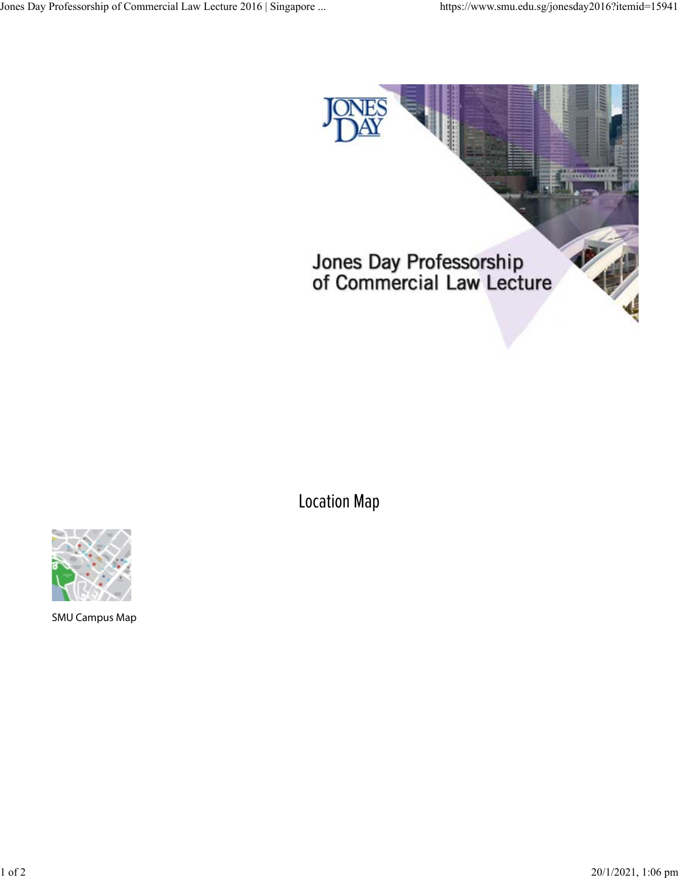## Location Map

SMU Campus Map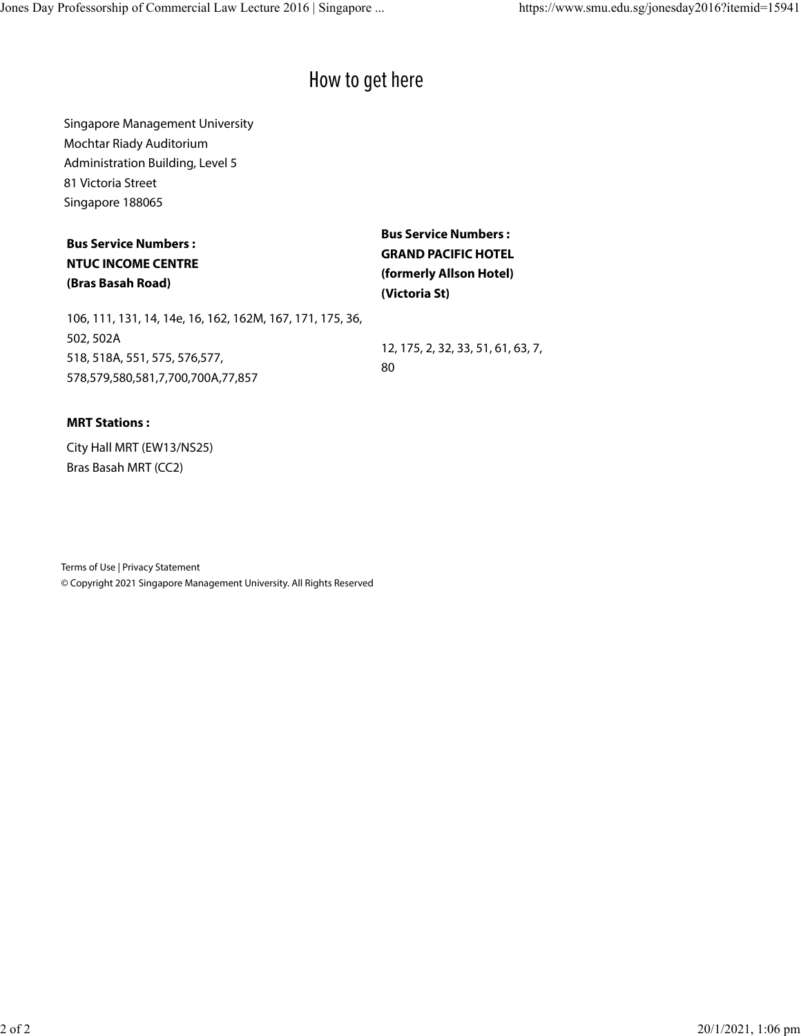# How to get here

Singapore Management University
Mochtar Riady Auditorium
Administration Building, Level 5
81 Victoria Street
Singapore 188065

**Bus Service Numbers :**
**NTUC INCOME CENTRE**
**(Bras Basah Road)**

106, 111, 131, 14, 14e, 16, 162, 162M, 167, 171, 175, 36, 502, 502A
518, 518A, 551, 575, 576,577, 578,579,580,581,7,700,700A,77,857

**Bus Service Numbers :**
**GRAND PACIFIC HOTEL**
**(formerly Allson Hotel)**
**(Victoria St)**

12, 175, 2, 32, 33, 51, 61, 63, 7, 80

**MRT Stations :**

City Hall MRT (EW13/NS25)
Bras Basah MRT (CC2)

Terms of Use | Privacy Statement
© Copyright 2021 Singapore Management University. All Rights Reserved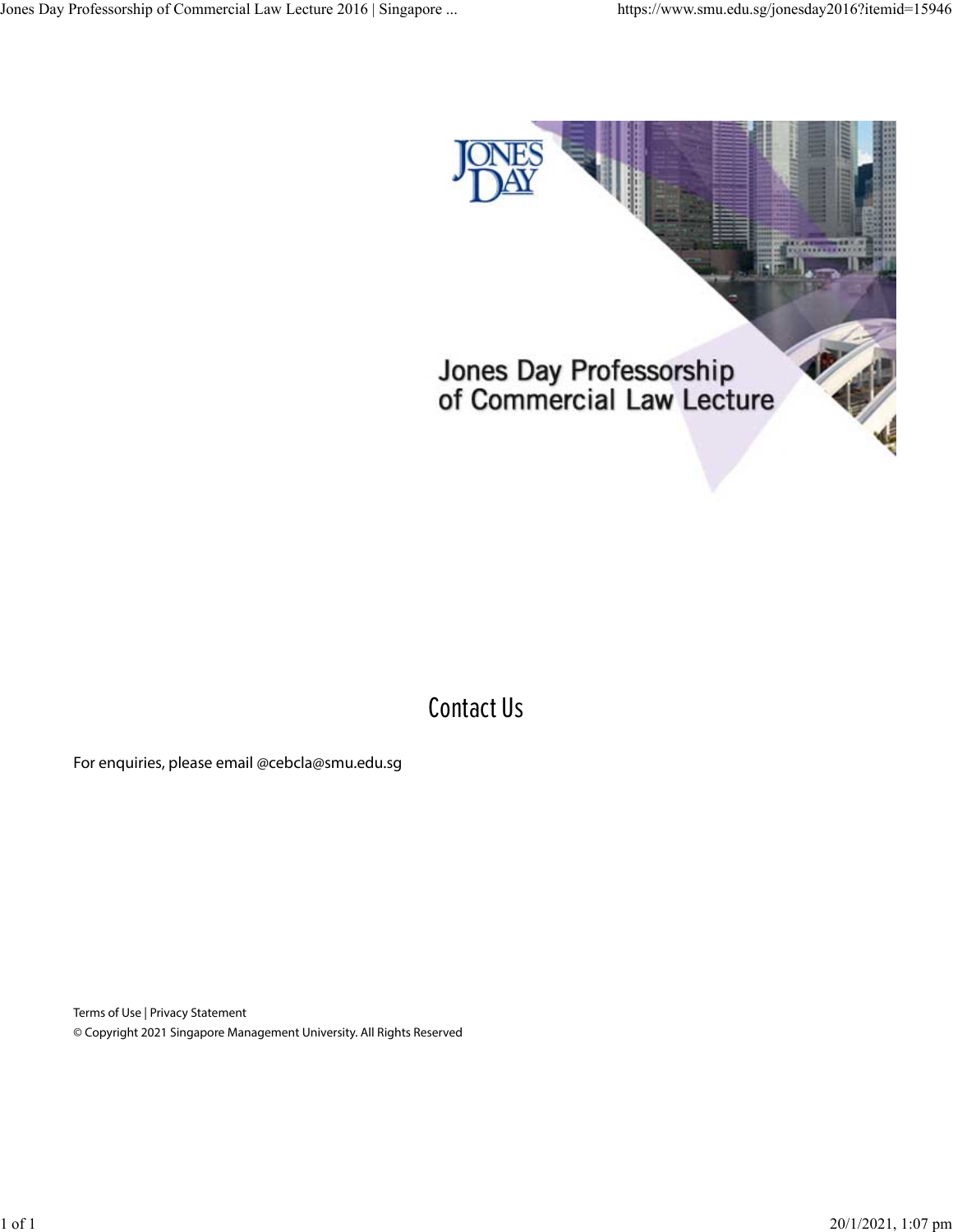Jones Day Professorship of Commercial Law Lecture

## Contact Us

For enquiries, please email @cebcla@smu.edu.sg

Terms of Use | Privacy Statement

© Copyright 2021 Singapore Management University. All Rights Reserved